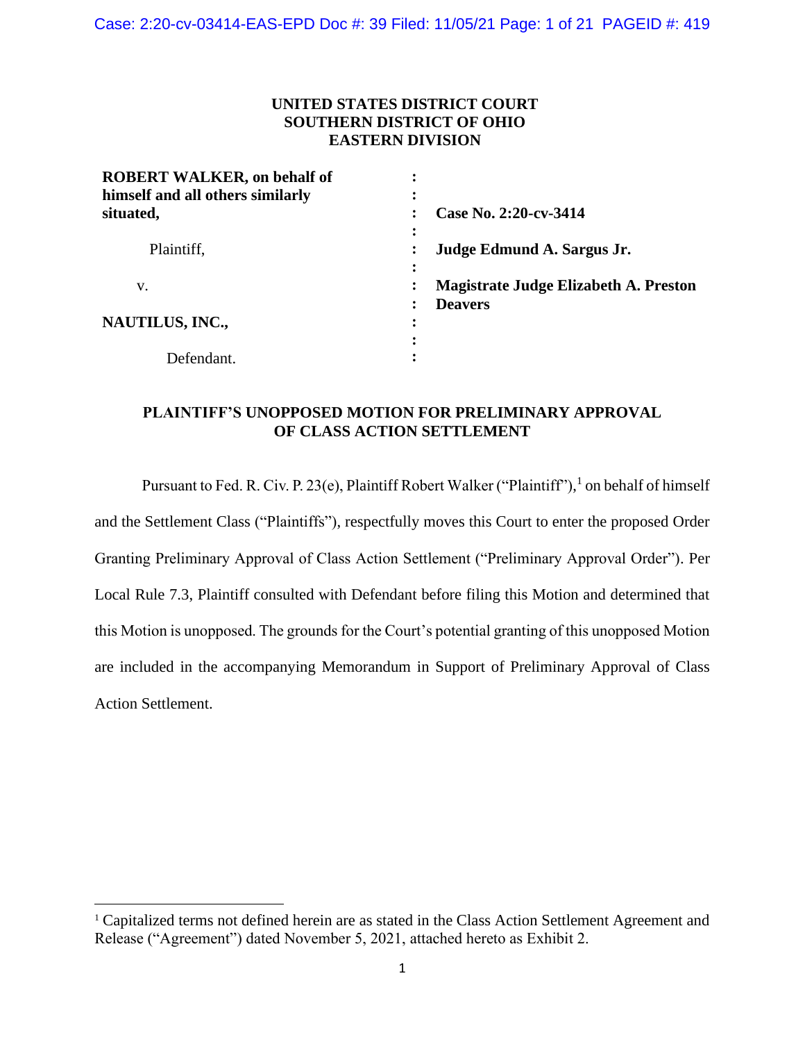**UNITED STATES DISTRICT COURT**
**SOUTHERN DISTRICT OF OHIO**
**EASTERN DIVISION**

| | | |
|---|---|---|
| **ROBERT WALKER, on behalf of himself and all others similarly situated,** | : | **Case No. 2:20-cv-3414** |
| Plaintiff, | : | **Judge Edmund A. Sargus Jr.** |
| v. | : | **Magistrate Judge Elizabeth A. Preston Deavers** |
| **NAUTILUS, INC.,** | : | |
| Defendant. | : | |

## PLAINTIFF'S UNOPPOSED MOTION FOR PRELIMINARY APPROVAL OF CLASS ACTION SETTLEMENT

Pursuant to Fed. R. Civ. P. 23(e), Plaintiff Robert Walker ("Plaintiff"),[1] on behalf of himself and the Settlement Class ("Plaintiffs"), respectfully moves this Court to enter the proposed Order Granting Preliminary Approval of Class Action Settlement ("Preliminary Approval Order"). Per Local Rule 7.3, Plaintiff consulted with Defendant before filing this Motion and determined that this Motion is unopposed. The grounds for the Court's potential granting of this unopposed Motion are included in the accompanying Memorandum in Support of Preliminary Approval of Class Action Settlement.

[1] Capitalized terms not defined herein are as stated in the Class Action Settlement Agreement and Release ("Agreement") dated November 5, 2021, attached hereto as Exhibit 2.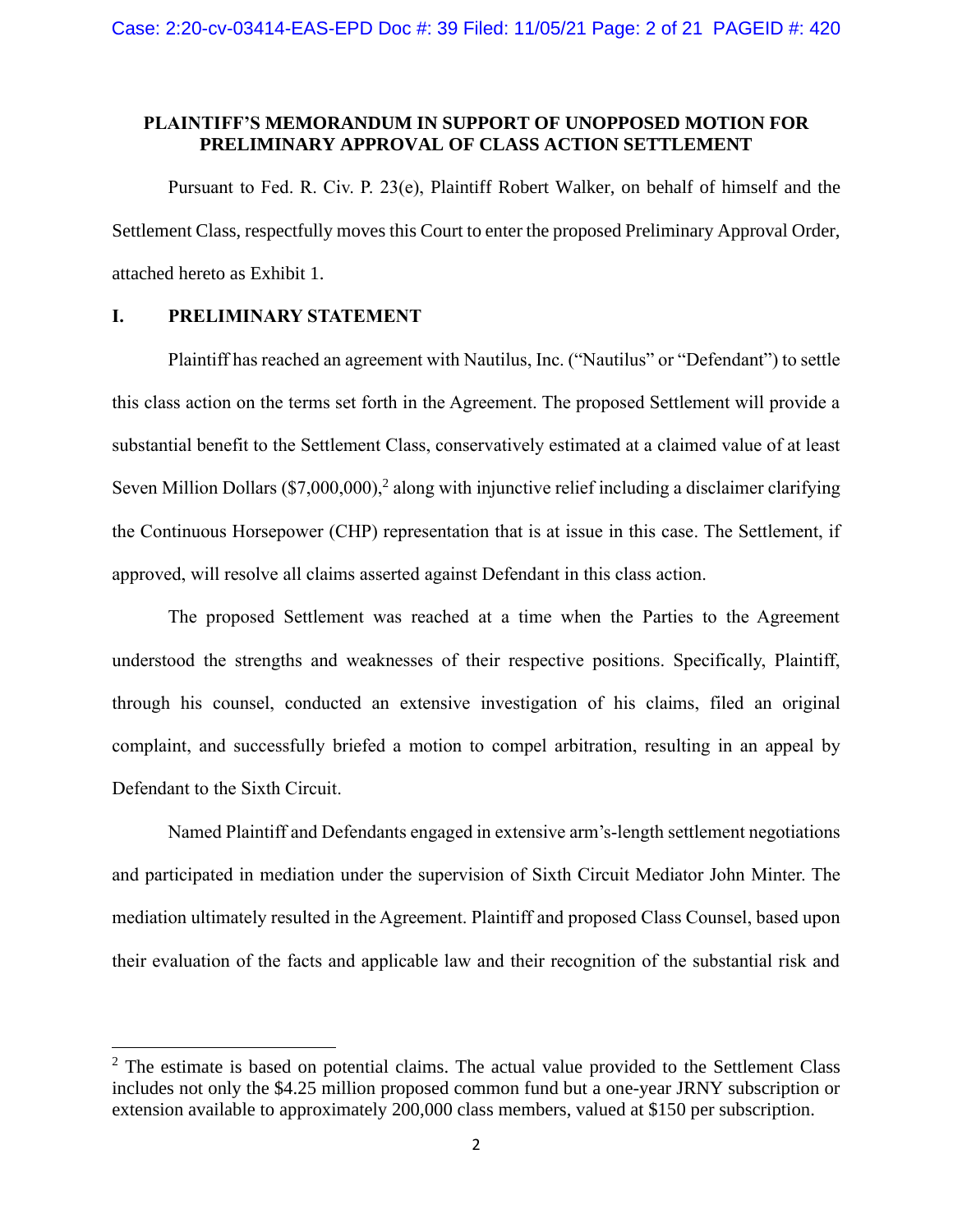**PLAINTIFF'S MEMORANDUM IN SUPPORT OF UNOPPOSED MOTION FOR PRELIMINARY APPROVAL OF CLASS ACTION SETTLEMENT**

Pursuant to Fed. R. Civ. P. 23(e), Plaintiff Robert Walker, on behalf of himself and the Settlement Class, respectfully moves this Court to enter the proposed Preliminary Approval Order, attached hereto as Exhibit 1.

## I. PRELIMINARY STATEMENT

Plaintiff has reached an agreement with Nautilus, Inc. ("Nautilus" or "Defendant") to settle this class action on the terms set forth in the Agreement. The proposed Settlement will provide a substantial benefit to the Settlement Class, conservatively estimated at a claimed value of at least Seven Million Dollars ($7,000,000),[2] along with injunctive relief including a disclaimer clarifying the Continuous Horsepower (CHP) representation that is at issue in this case. The Settlement, if approved, will resolve all claims asserted against Defendant in this class action.

The proposed Settlement was reached at a time when the Parties to the Agreement understood the strengths and weaknesses of their respective positions. Specifically, Plaintiff, through his counsel, conducted an extensive investigation of his claims, filed an original complaint, and successfully briefed a motion to compel arbitration, resulting in an appeal by Defendant to the Sixth Circuit.

Named Plaintiff and Defendants engaged in extensive arm's-length settlement negotiations and participated in mediation under the supervision of Sixth Circuit Mediator John Minter. The mediation ultimately resulted in the Agreement. Plaintiff and proposed Class Counsel, based upon their evaluation of the facts and applicable law and their recognition of the substantial risk and

---

[2] The estimate is based on potential claims. The actual value provided to the Settlement Class includes not only the $4.25 million proposed common fund but a one-year JRNY subscription or extension available to approximately 200,000 class members, valued at $150 per subscription.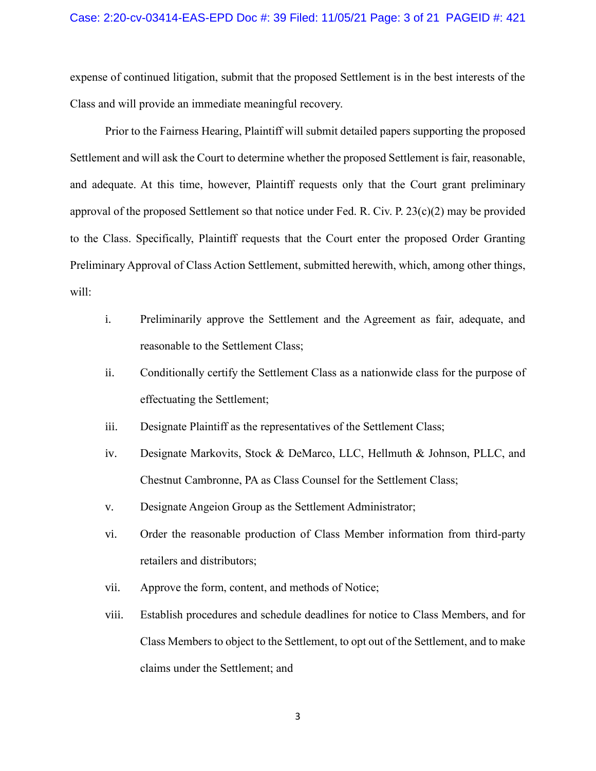expense of continued litigation, submit that the proposed Settlement is in the best interests of the Class and will provide an immediate meaningful recovery.

Prior to the Fairness Hearing, Plaintiff will submit detailed papers supporting the proposed Settlement and will ask the Court to determine whether the proposed Settlement is fair, reasonable, and adequate. At this time, however, Plaintiff requests only that the Court grant preliminary approval of the proposed Settlement so that notice under Fed. R. Civ. P. 23(c)(2) may be provided to the Class. Specifically, Plaintiff requests that the Court enter the proposed Order Granting Preliminary Approval of Class Action Settlement, submitted herewith, which, among other things, will:

i. Preliminarily approve the Settlement and the Agreement as fair, adequate, and reasonable to the Settlement Class;

ii. Conditionally certify the Settlement Class as a nationwide class for the purpose of effectuating the Settlement;

iii. Designate Plaintiff as the representatives of the Settlement Class;

iv. Designate Markovits, Stock & DeMarco, LLC, Hellmuth & Johnson, PLLC, and Chestnut Cambronne, PA as Class Counsel for the Settlement Class;

v. Designate Angeion Group as the Settlement Administrator;

vi. Order the reasonable production of Class Member information from third-party retailers and distributors;

vii. Approve the form, content, and methods of Notice;

viii. Establish procedures and schedule deadlines for notice to Class Members, and for Class Members to object to the Settlement, to opt out of the Settlement, and to make claims under the Settlement; and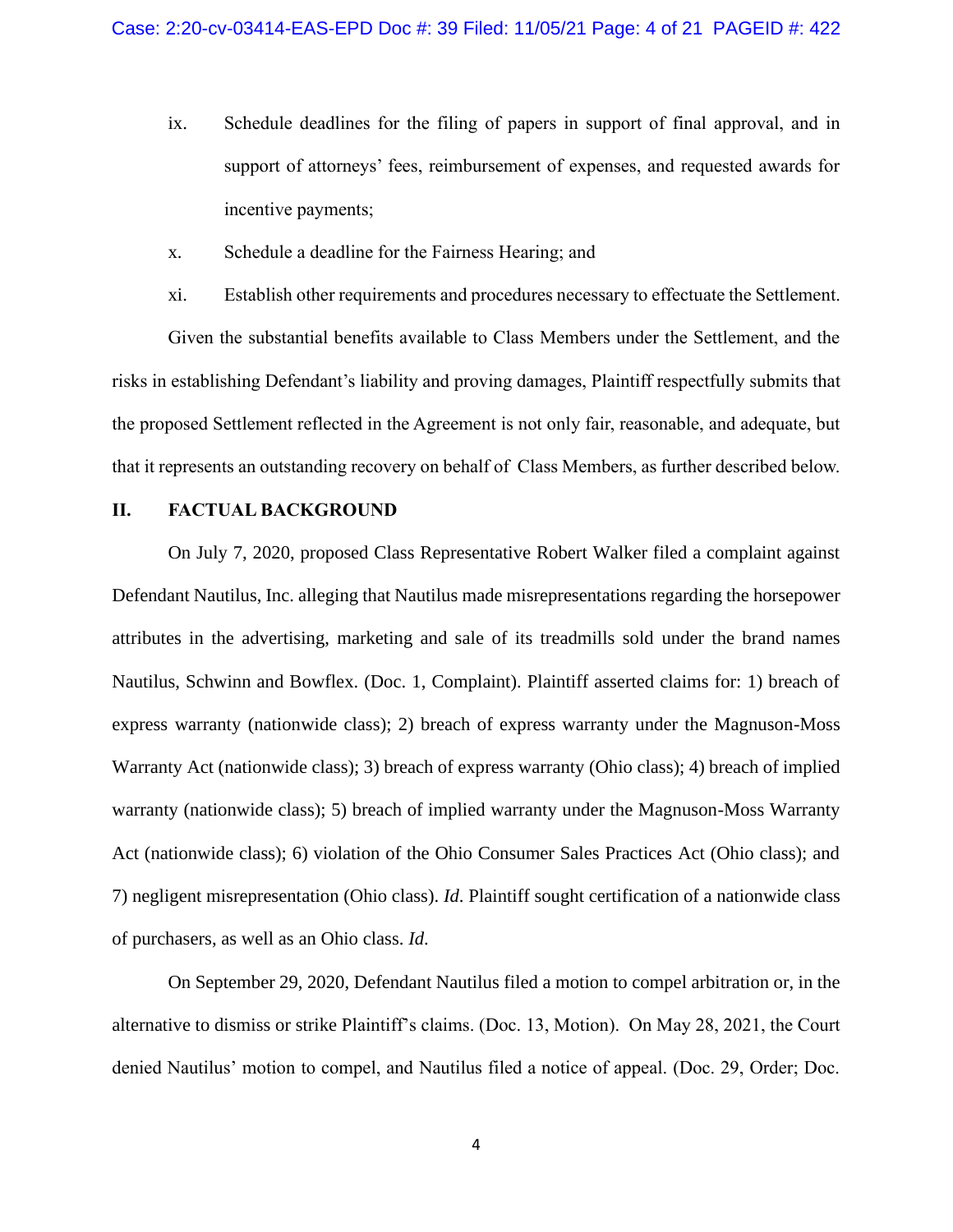ix. Schedule deadlines for the filing of papers in support of final approval, and in support of attorneys' fees, reimbursement of expenses, and requested awards for incentive payments;

x. Schedule a deadline for the Fairness Hearing; and

xi. Establish other requirements and procedures necessary to effectuate the Settlement.

Given the substantial benefits available to Class Members under the Settlement, and the risks in establishing Defendant's liability and proving damages, Plaintiff respectfully submits that the proposed Settlement reflected in the Agreement is not only fair, reasonable, and adequate, but that it represents an outstanding recovery on behalf of Class Members, as further described below.

## II. FACTUAL BACKGROUND

On July 7, 2020, proposed Class Representative Robert Walker filed a complaint against Defendant Nautilus, Inc. alleging that Nautilus made misrepresentations regarding the horsepower attributes in the advertising, marketing and sale of its treadmills sold under the brand names Nautilus, Schwinn and Bowflex. (Doc. 1, Complaint). Plaintiff asserted claims for: 1) breach of express warranty (nationwide class); 2) breach of express warranty under the Magnuson-Moss Warranty Act (nationwide class); 3) breach of express warranty (Ohio class); 4) breach of implied warranty (nationwide class); 5) breach of implied warranty under the Magnuson-Moss Warranty Act (nationwide class); 6) violation of the Ohio Consumer Sales Practices Act (Ohio class); and 7) negligent misrepresentation (Ohio class). *Id.* Plaintiff sought certification of a nationwide class of purchasers, as well as an Ohio class. *Id.*

On September 29, 2020, Defendant Nautilus filed a motion to compel arbitration or, in the alternative to dismiss or strike Plaintiff's claims. (Doc. 13, Motion). On May 28, 2021, the Court denied Nautilus' motion to compel, and Nautilus filed a notice of appeal. (Doc. 29, Order; Doc.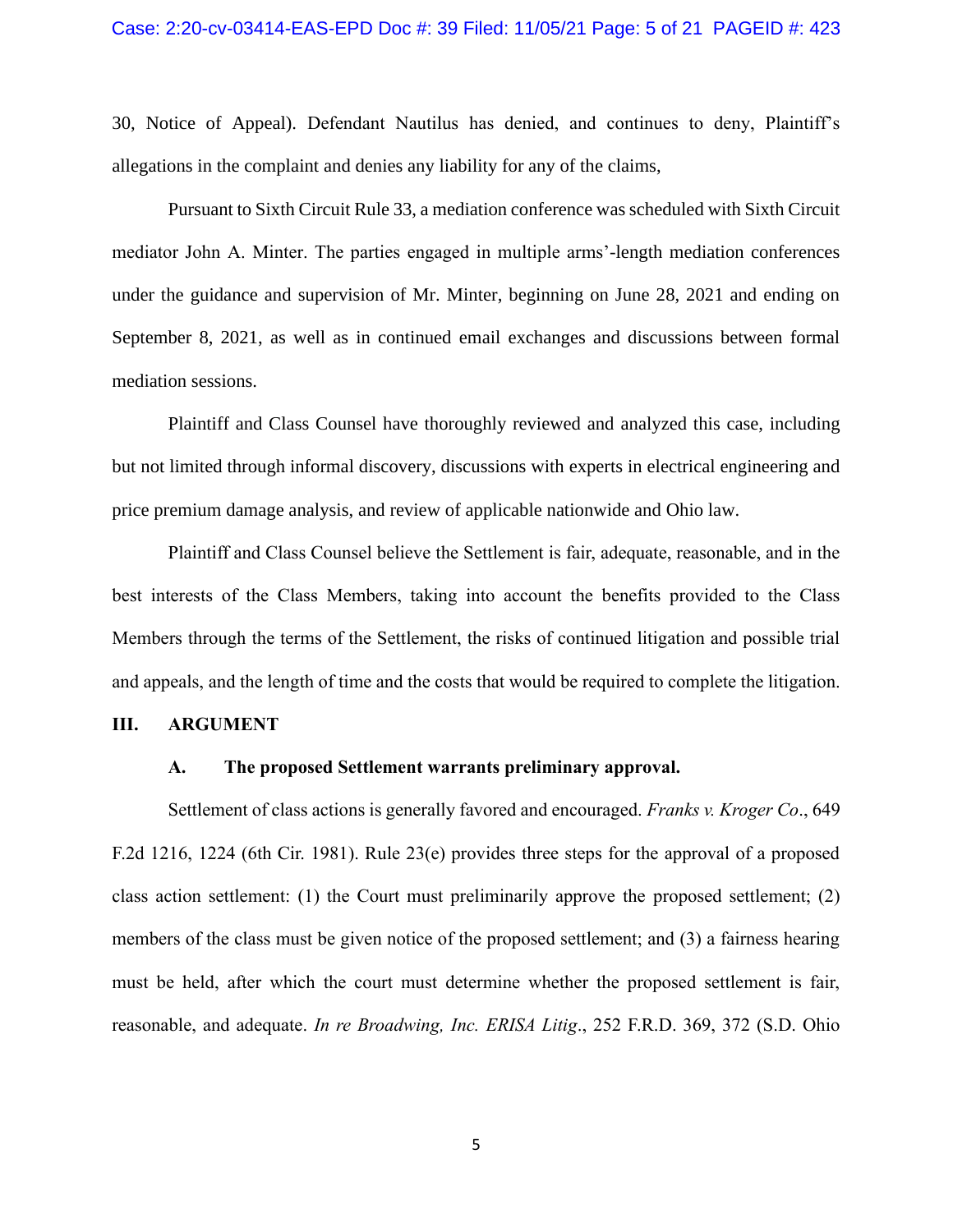30, Notice of Appeal). Defendant Nautilus has denied, and continues to deny, Plaintiff's allegations in the complaint and denies any liability for any of the claims,

Pursuant to Sixth Circuit Rule 33, a mediation conference was scheduled with Sixth Circuit mediator John A. Minter. The parties engaged in multiple arms'-length mediation conferences under the guidance and supervision of Mr. Minter, beginning on June 28, 2021 and ending on September 8, 2021, as well as in continued email exchanges and discussions between formal mediation sessions.

Plaintiff and Class Counsel have thoroughly reviewed and analyzed this case, including but not limited through informal discovery, discussions with experts in electrical engineering and price premium damage analysis, and review of applicable nationwide and Ohio law.

Plaintiff and Class Counsel believe the Settlement is fair, adequate, reasonable, and in the best interests of the Class Members, taking into account the benefits provided to the Class Members through the terms of the Settlement, the risks of continued litigation and possible trial and appeals, and the length of time and the costs that would be required to complete the litigation.

## III. ARGUMENT

### A. The proposed Settlement warrants preliminary approval.

Settlement of class actions is generally favored and encouraged. *Franks v. Kroger Co*., 649 F.2d 1216, 1224 (6th Cir. 1981). Rule 23(e) provides three steps for the approval of a proposed class action settlement: (1) the Court must preliminarily approve the proposed settlement; (2) members of the class must be given notice of the proposed settlement; and (3) a fairness hearing must be held, after which the court must determine whether the proposed settlement is fair, reasonable, and adequate. *In re Broadwing, Inc. ERISA Litig*., 252 F.R.D. 369, 372 (S.D. Ohio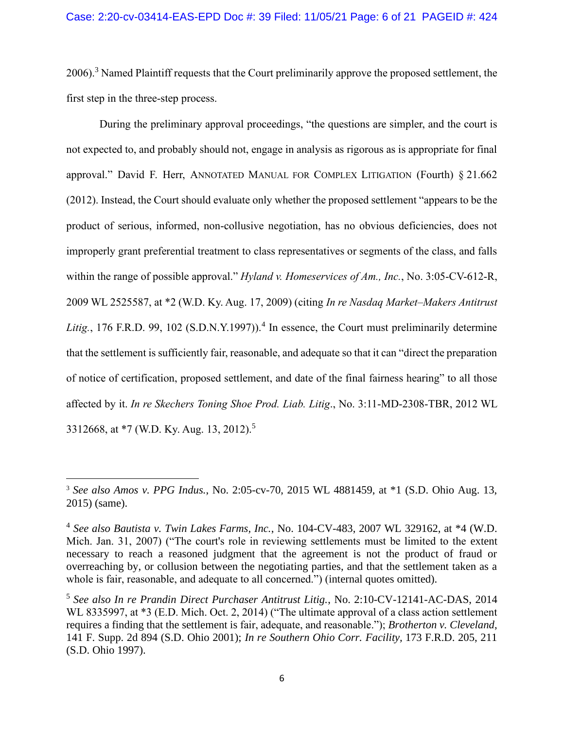2006).[3] Named Plaintiff requests that the Court preliminarily approve the proposed settlement, the first step in the three-step process.

During the preliminary approval proceedings, "the questions are simpler, and the court is not expected to, and probably should not, engage in analysis as rigorous as is appropriate for final approval." David F. Herr, ANNOTATED MANUAL FOR COMPLEX LITIGATION (Fourth) § 21.662 (2012). Instead, the Court should evaluate only whether the proposed settlement "appears to be the product of serious, informed, non-collusive negotiation, has no obvious deficiencies, does not improperly grant preferential treatment to class representatives or segments of the class, and falls within the range of possible approval." *Hyland v. Homeservices of Am., Inc.*, No. 3:05-CV-612-R, 2009 WL 2525587, at *2 (W.D. Ky. Aug. 17, 2009) (citing *In re Nasdaq Market–Makers Antitrust Litig.*, 176 F.R.D. 99, 102 (S.D.N.Y.1997)).[4] In essence, the Court must preliminarily determine that the settlement is sufficiently fair, reasonable, and adequate so that it can "direct the preparation of notice of certification, proposed settlement, and date of the final fairness hearing" to all those affected by it. *In re Skechers Toning Shoe Prod. Liab. Litig*., No. 3:11-MD-2308-TBR, 2012 WL 3312668, at *7 (W.D. Ky. Aug. 13, 2012).[5]

---

[3] *See also Amos v. PPG Indus.*, No. 2:05-cv-70, 2015 WL 4881459, at *1 (S.D. Ohio Aug. 13, 2015) (same).

[4] *See also Bautista v. Twin Lakes Farms, Inc.*, No. 104-CV-483, 2007 WL 329162, at *4 (W.D. Mich. Jan. 31, 2007) ("The court's role in reviewing settlements must be limited to the extent necessary to reach a reasoned judgment that the agreement is not the product of fraud or overreaching by, or collusion between the negotiating parties, and that the settlement taken as a whole is fair, reasonable, and adequate to all concerned.") (internal quotes omitted).

[5] *See also In re Prandin Direct Purchaser Antitrust Litig.*, No. 2:10-CV-12141-AC-DAS, 2014 WL 8335997, at *3 (E.D. Mich. Oct. 2, 2014) ("The ultimate approval of a class action settlement requires a finding that the settlement is fair, adequate, and reasonable."); *Brotherton v. Cleveland*, 141 F. Supp. 2d 894 (S.D. Ohio 2001); *In re Southern Ohio Corr. Facility*, 173 F.R.D. 205, 211 (S.D. Ohio 1997).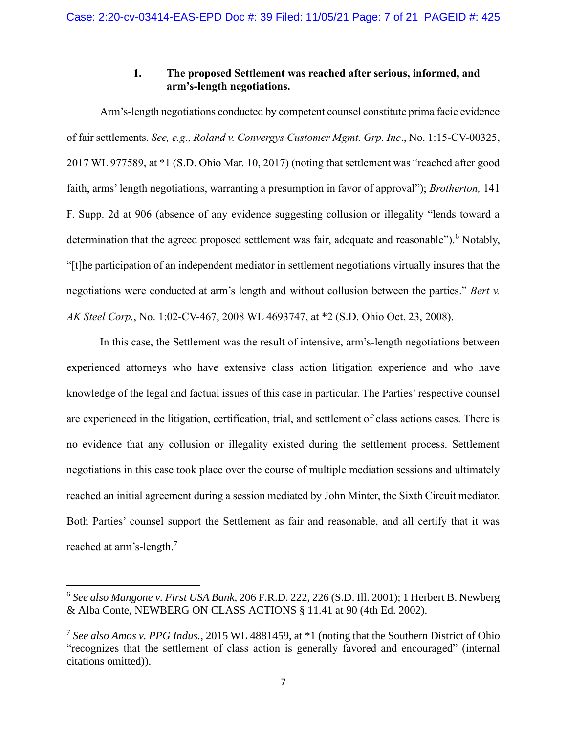### 1. The proposed Settlement was reached after serious, informed, and arm's-length negotiations.

Arm's-length negotiations conducted by competent counsel constitute prima facie evidence of fair settlements. *See, e.g., Roland v. Convergys Customer Mgmt. Grp. Inc*., No. 1:15-CV-00325, 2017 WL 977589, at *1 (S.D. Ohio Mar. 10, 2017) (noting that settlement was "reached after good faith, arms' length negotiations, warranting a presumption in favor of approval"); *Brotherton,* 141 F. Supp. 2d at 906 (absence of any evidence suggesting collusion or illegality "lends toward a determination that the agreed proposed settlement was fair, adequate and reasonable").[6] Notably, "[t]he participation of an independent mediator in settlement negotiations virtually insures that the negotiations were conducted at arm's length and without collusion between the parties." *Bert v. AK Steel Corp.*, No. 1:02-CV-467, 2008 WL 4693747, at *2 (S.D. Ohio Oct. 23, 2008).

In this case, the Settlement was the result of intensive, arm's-length negotiations between experienced attorneys who have extensive class action litigation experience and who have knowledge of the legal and factual issues of this case in particular. The Parties' respective counsel are experienced in the litigation, certification, trial, and settlement of class actions cases. There is no evidence that any collusion or illegality existed during the settlement process. Settlement negotiations in this case took place over the course of multiple mediation sessions and ultimately reached an initial agreement during a session mediated by John Minter, the Sixth Circuit mediator. Both Parties' counsel support the Settlement as fair and reasonable, and all certify that it was reached at arm's-length.[7]

---

[6] *See also Mangone v. First USA Bank*, 206 F.R.D. 222, 226 (S.D. Ill. 2001); 1 Herbert B. Newberg & Alba Conte, NEWBERG ON CLASS ACTIONS § 11.41 at 90 (4th Ed. 2002).

[7] *See also Amos v. PPG Indus.*, 2015 WL 4881459, at *1 (noting that the Southern District of Ohio "recognizes that the settlement of class action is generally favored and encouraged" (internal citations omitted)).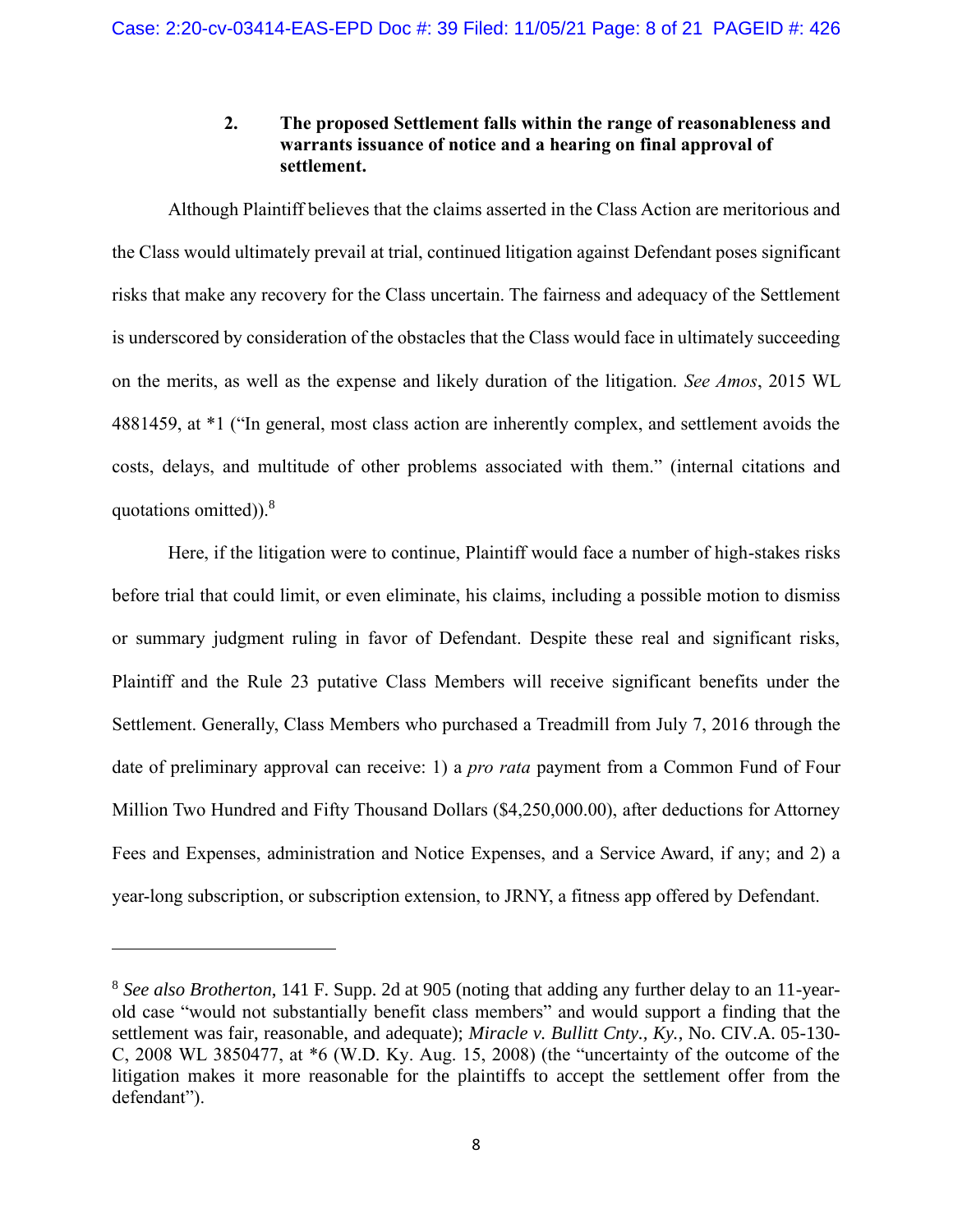### 2. The proposed Settlement falls within the range of reasonableness and warrants issuance of notice and a hearing on final approval of settlement.

Although Plaintiff believes that the claims asserted in the Class Action are meritorious and the Class would ultimately prevail at trial, continued litigation against Defendant poses significant risks that make any recovery for the Class uncertain. The fairness and adequacy of the Settlement is underscored by consideration of the obstacles that the Class would face in ultimately succeeding on the merits, as well as the expense and likely duration of the litigation. *See Amos*, 2015 WL 4881459, at *1 ("In general, most class action are inherently complex, and settlement avoids the costs, delays, and multitude of other problems associated with them." (internal citations and quotations omitted)).[8]

Here, if the litigation were to continue, Plaintiff would face a number of high-stakes risks before trial that could limit, or even eliminate, his claims, including a possible motion to dismiss or summary judgment ruling in favor of Defendant. Despite these real and significant risks, Plaintiff and the Rule 23 putative Class Members will receive significant benefits under the Settlement. Generally, Class Members who purchased a Treadmill from July 7, 2016 through the date of preliminary approval can receive: 1) a *pro rata* payment from a Common Fund of Four Million Two Hundred and Fifty Thousand Dollars ($4,250,000.00), after deductions for Attorney Fees and Expenses, administration and Notice Expenses, and a Service Award, if any; and 2) a year-long subscription, or subscription extension, to JRNY, a fitness app offered by Defendant.

---

[8] *See also Brotherton*, 141 F. Supp. 2d at 905 (noting that adding any further delay to an 11-year-old case "would not substantially benefit class members" and would support a finding that the settlement was fair, reasonable, and adequate); *Miracle v. Bullitt Cnty., Ky.*, No. CIV.A. 05-130-C, 2008 WL 3850477, at *6 (W.D. Ky. Aug. 15, 2008) (the "uncertainty of the outcome of the litigation makes it more reasonable for the plaintiffs to accept the settlement offer from the defendant").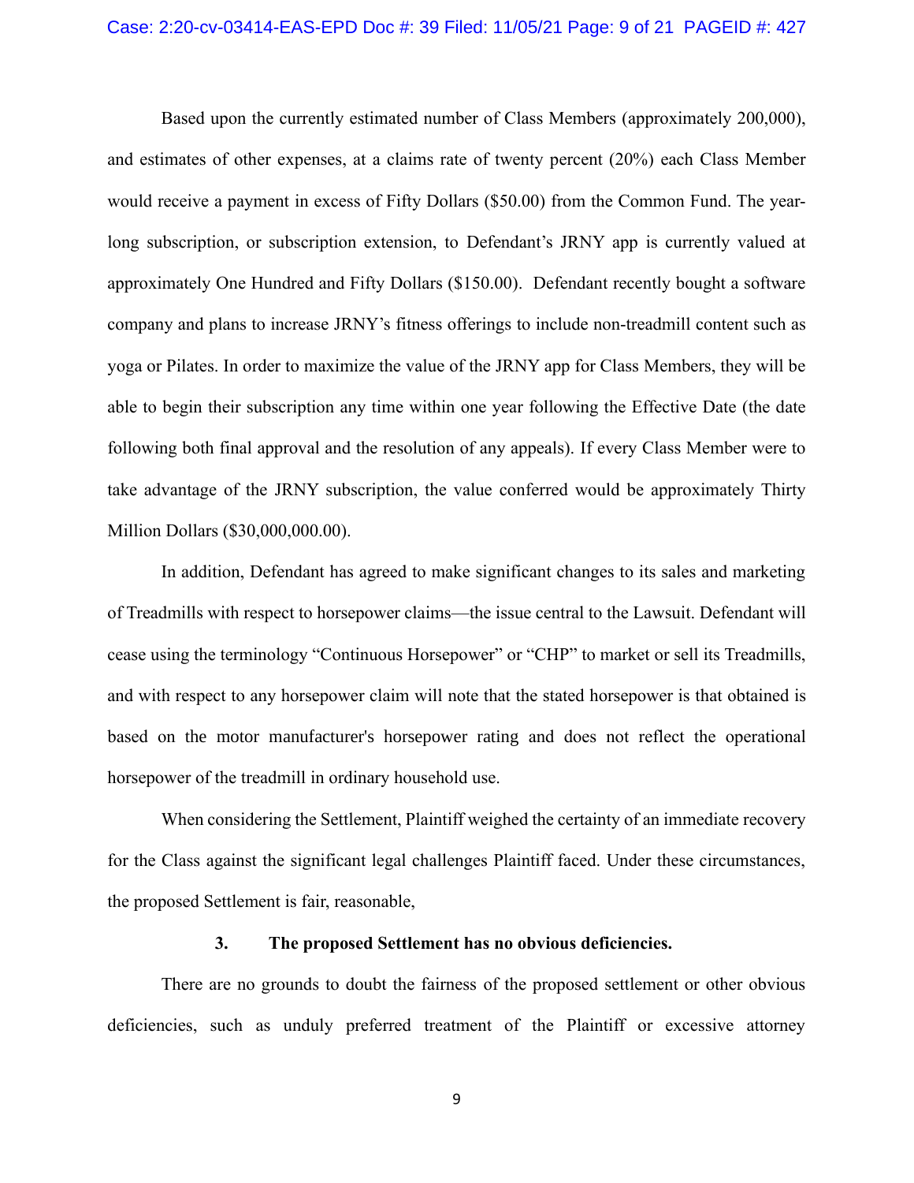Based upon the currently estimated number of Class Members (approximately 200,000), and estimates of other expenses, at a claims rate of twenty percent (20%) each Class Member would receive a payment in excess of Fifty Dollars ($50.00) from the Common Fund. The year-long subscription, or subscription extension, to Defendant's JRNY app is currently valued at approximately One Hundred and Fifty Dollars ($150.00). Defendant recently bought a software company and plans to increase JRNY's fitness offerings to include non-treadmill content such as yoga or Pilates. In order to maximize the value of the JRNY app for Class Members, they will be able to begin their subscription any time within one year following the Effective Date (the date following both final approval and the resolution of any appeals). If every Class Member were to take advantage of the JRNY subscription, the value conferred would be approximately Thirty Million Dollars ($30,000,000.00).

In addition, Defendant has agreed to make significant changes to its sales and marketing of Treadmills with respect to horsepower claims—the issue central to the Lawsuit. Defendant will cease using the terminology "Continuous Horsepower" or "CHP" to market or sell its Treadmills, and with respect to any horsepower claim will note that the stated horsepower is that obtained is based on the motor manufacturer's horsepower rating and does not reflect the operational horsepower of the treadmill in ordinary household use.

When considering the Settlement, Plaintiff weighed the certainty of an immediate recovery for the Class against the significant legal challenges Plaintiff faced. Under these circumstances, the proposed Settlement is fair, reasonable,

### 3. The proposed Settlement has no obvious deficiencies.

There are no grounds to doubt the fairness of the proposed settlement or other obvious deficiencies, such as unduly preferred treatment of the Plaintiff or excessive attorney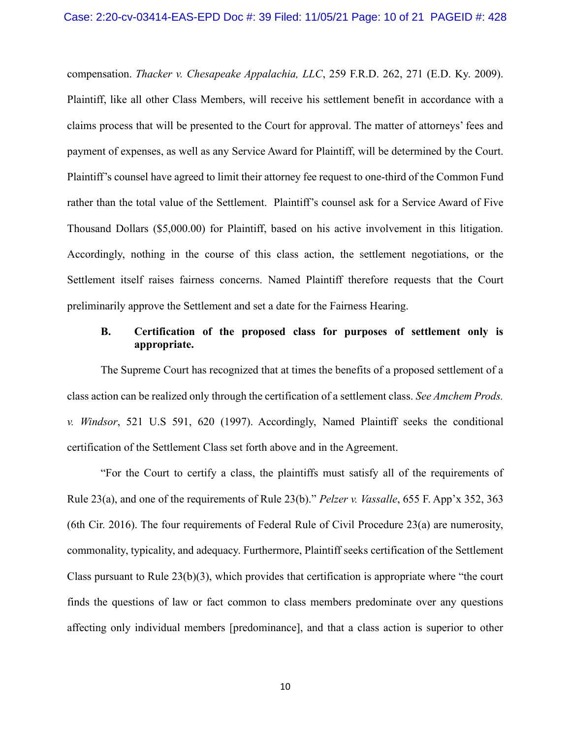compensation. *Thacker v. Chesapeake Appalachia, LLC*, 259 F.R.D. 262, 271 (E.D. Ky. 2009). Plaintiff, like all other Class Members, will receive his settlement benefit in accordance with a claims process that will be presented to the Court for approval. The matter of attorneys' fees and payment of expenses, as well as any Service Award for Plaintiff, will be determined by the Court. Plaintiff's counsel have agreed to limit their attorney fee request to one-third of the Common Fund rather than the total value of the Settlement. Plaintiff's counsel ask for a Service Award of Five Thousand Dollars ($5,000.00) for Plaintiff, based on his active involvement in this litigation. Accordingly, nothing in the course of this class action, the settlement negotiations, or the Settlement itself raises fairness concerns. Named Plaintiff therefore requests that the Court preliminarily approve the Settlement and set a date for the Fairness Hearing.

### B. Certification of the proposed class for purposes of settlement only is appropriate.

The Supreme Court has recognized that at times the benefits of a proposed settlement of a class action can be realized only through the certification of a settlement class. *See Amchem Prods. v. Windsor*, 521 U.S 591, 620 (1997). Accordingly, Named Plaintiff seeks the conditional certification of the Settlement Class set forth above and in the Agreement.

"For the Court to certify a class, the plaintiffs must satisfy all of the requirements of Rule 23(a), and one of the requirements of Rule 23(b)." *Pelzer v. Vassalle*, 655 F. App'x 352, 363 (6th Cir. 2016). The four requirements of Federal Rule of Civil Procedure 23(a) are numerosity, commonality, typicality, and adequacy. Furthermore, Plaintiff seeks certification of the Settlement Class pursuant to Rule 23(b)(3), which provides that certification is appropriate where "the court finds the questions of law or fact common to class members predominate over any questions affecting only individual members [predominance], and that a class action is superior to other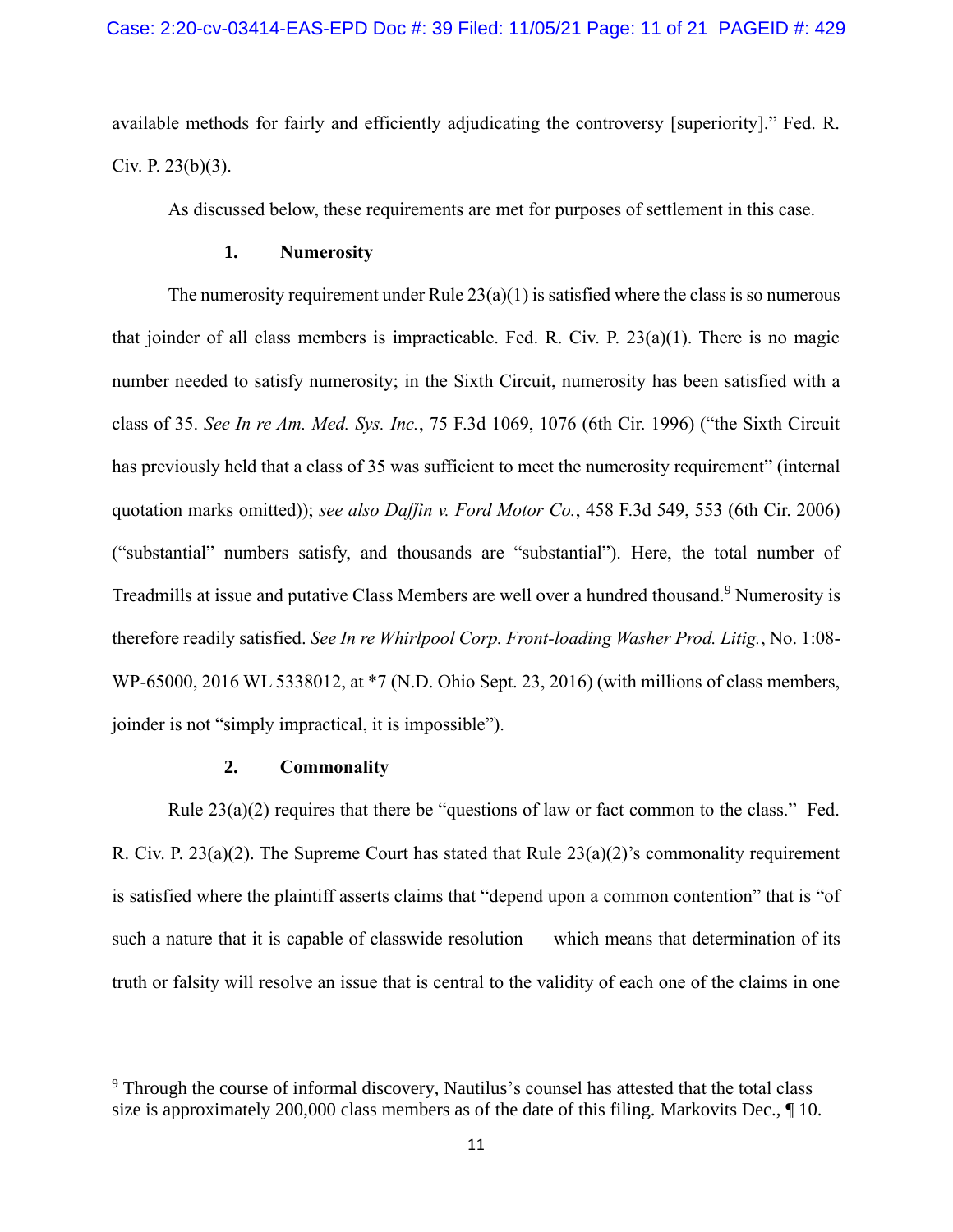available methods for fairly and efficiently adjudicating the controversy [superiority]." Fed. R. Civ. P. 23(b)(3).

As discussed below, these requirements are met for purposes of settlement in this case.

### 1. Numerosity

The numerosity requirement under Rule 23(a)(1) is satisfied where the class is so numerous that joinder of all class members is impracticable. Fed. R. Civ. P. 23(a)(1). There is no magic number needed to satisfy numerosity; in the Sixth Circuit, numerosity has been satisfied with a class of 35. *See In re Am. Med. Sys. Inc.*, 75 F.3d 1069, 1076 (6th Cir. 1996) ("the Sixth Circuit has previously held that a class of 35 was sufficient to meet the numerosity requirement" (internal quotation marks omitted)); *see also Daffin v. Ford Motor Co.*, 458 F.3d 549, 553 (6th Cir. 2006) ("substantial" numbers satisfy, and thousands are "substantial"). Here, the total number of Treadmills at issue and putative Class Members are well over a hundred thousand.[9] Numerosity is therefore readily satisfied. *See In re Whirlpool Corp. Front-loading Washer Prod. Litig.*, No. 1:08-WP-65000, 2016 WL 5338012, at *7 (N.D. Ohio Sept. 23, 2016) (with millions of class members, joinder is not "simply impractical, it is impossible").

### 2. Commonality

Rule 23(a)(2) requires that there be "questions of law or fact common to the class." Fed. R. Civ. P. 23(a)(2). The Supreme Court has stated that Rule 23(a)(2)'s commonality requirement is satisfied where the plaintiff asserts claims that "depend upon a common contention" that is "of such a nature that it is capable of classwide resolution — which means that determination of its truth or falsity will resolve an issue that is central to the validity of each one of the claims in one

---

[9] Through the course of informal discovery, Nautilus's counsel has attested that the total class size is approximately 200,000 class members as of the date of this filing. Markovits Dec., ¶ 10.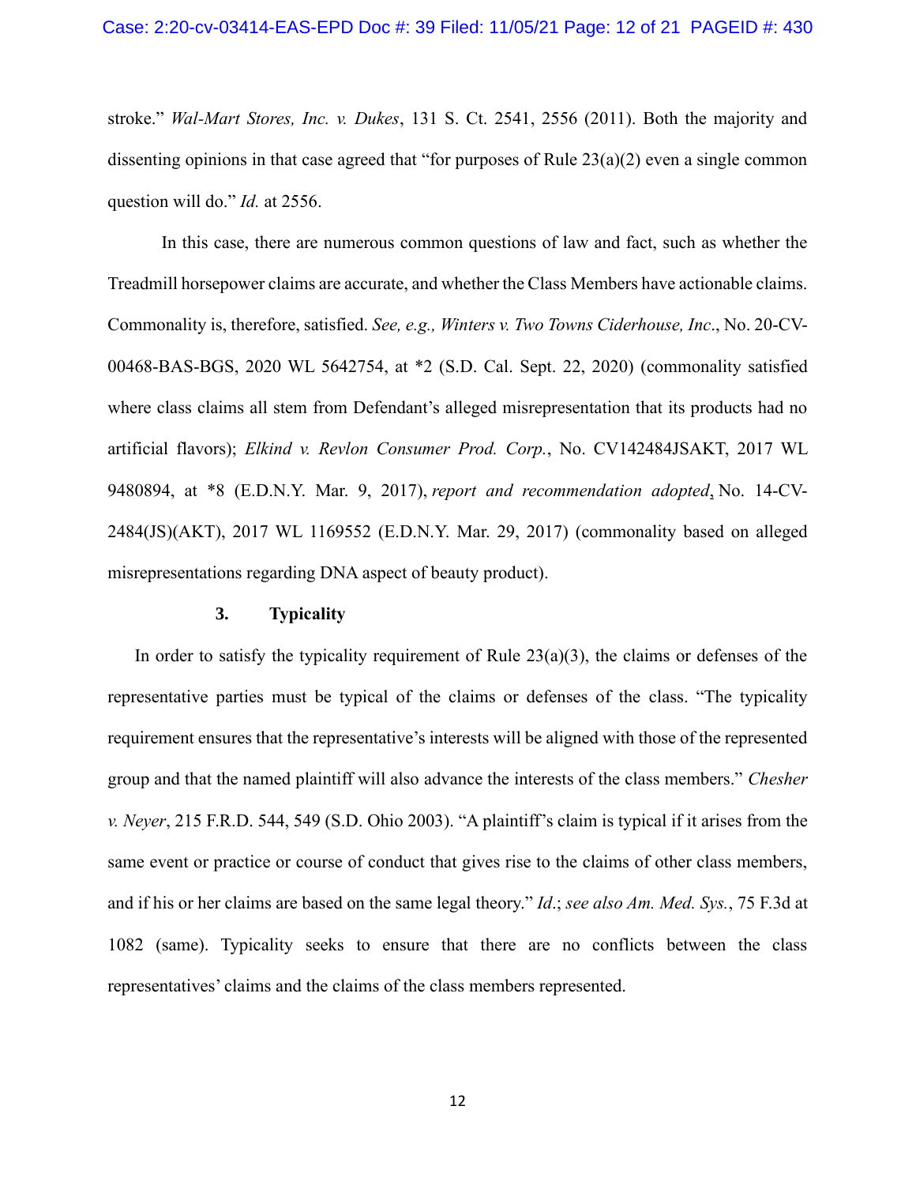stroke." *Wal-Mart Stores, Inc. v. Dukes*, 131 S. Ct. 2541, 2556 (2011). Both the majority and dissenting opinions in that case agreed that "for purposes of Rule 23(a)(2) even a single common question will do." *Id.* at 2556.

In this case, there are numerous common questions of law and fact, such as whether the Treadmill horsepower claims are accurate, and whether the Class Members have actionable claims. Commonality is, therefore, satisfied. *See, e.g., Winters v. Two Towns Ciderhouse, Inc.*, No. 20-CV-00468-BAS-BGS, 2020 WL 5642754, at *2 (S.D. Cal. Sept. 22, 2020) (commonality satisfied where class claims all stem from Defendant's alleged misrepresentation that its products had no artificial flavors); *Elkind v. Revlon Consumer Prod. Corp.*, No. CV142484JSAKT, 2017 WL 9480894, at *8 (E.D.N.Y. Mar. 9, 2017), *report and recommendation adopted*, No. 14-CV-2484(JS)(AKT), 2017 WL 1169552 (E.D.N.Y. Mar. 29, 2017) (commonality based on alleged misrepresentations regarding DNA aspect of beauty product).

### 3. Typicality

In order to satisfy the typicality requirement of Rule 23(a)(3), the claims or defenses of the representative parties must be typical of the claims or defenses of the class. "The typicality requirement ensures that the representative's interests will be aligned with those of the represented group and that the named plaintiff will also advance the interests of the class members." *Chesher v. Neyer*, 215 F.R.D. 544, 549 (S.D. Ohio 2003). "A plaintiff's claim is typical if it arises from the same event or practice or course of conduct that gives rise to the claims of other class members, and if his or her claims are based on the same legal theory." *Id.*; *see also Am. Med. Sys.*, 75 F.3d at 1082 (same). Typicality seeks to ensure that there are no conflicts between the class representatives' claims and the claims of the class members represented.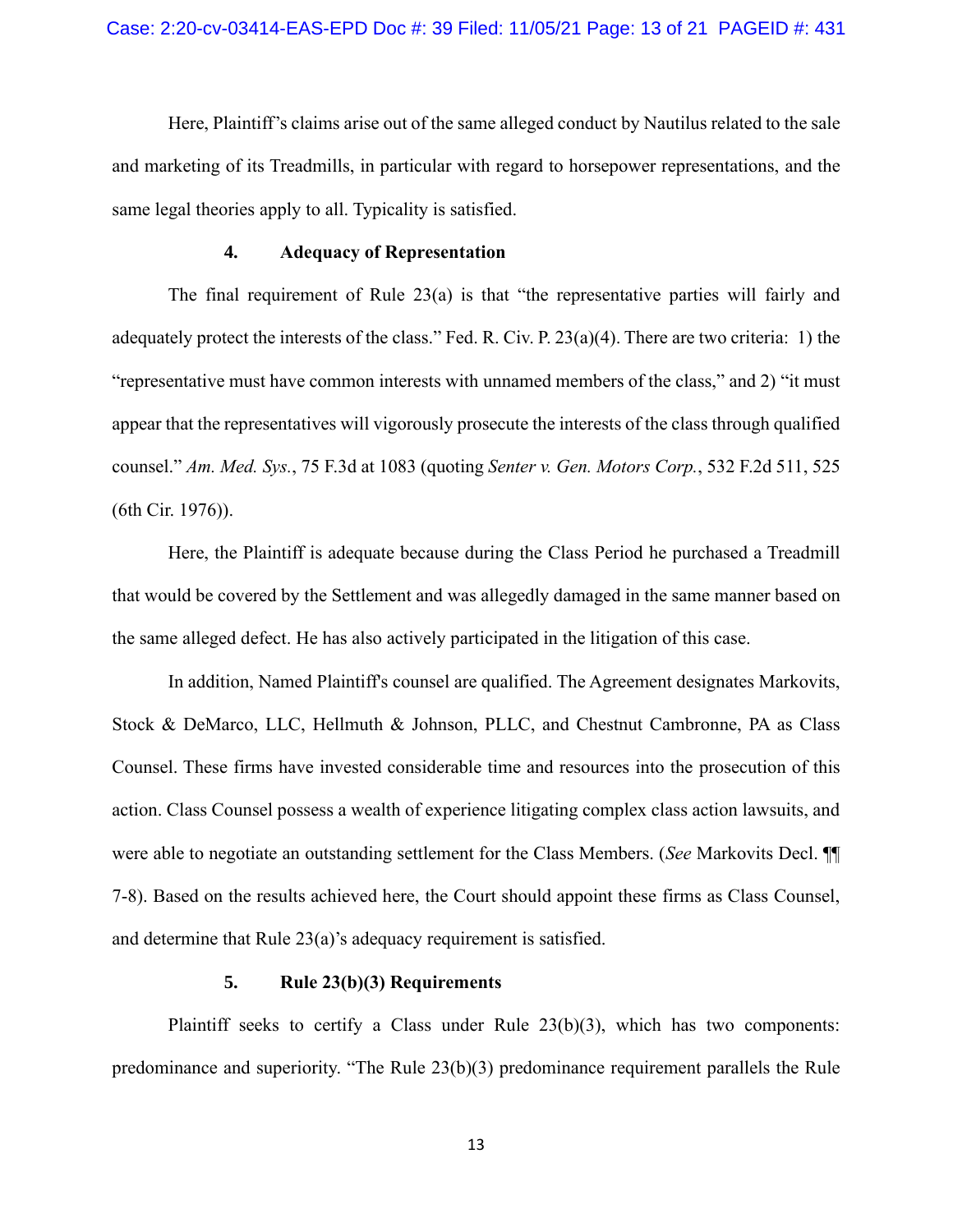Here, Plaintiff's claims arise out of the same alleged conduct by Nautilus related to the sale and marketing of its Treadmills, in particular with regard to horsepower representations, and the same legal theories apply to all. Typicality is satisfied.

#### 4. Adequacy of Representation

The final requirement of Rule 23(a) is that "the representative parties will fairly and adequately protect the interests of the class." Fed. R. Civ. P. 23(a)(4). There are two criteria: 1) the "representative must have common interests with unnamed members of the class," and 2) "it must appear that the representatives will vigorously prosecute the interests of the class through qualified counsel." *Am. Med. Sys.*, 75 F.3d at 1083 (quoting *Senter v. Gen. Motors Corp.*, 532 F.2d 511, 525 (6th Cir. 1976)).

Here, the Plaintiff is adequate because during the Class Period he purchased a Treadmill that would be covered by the Settlement and was allegedly damaged in the same manner based on the same alleged defect. He has also actively participated in the litigation of this case.

In addition, Named Plaintiff's counsel are qualified. The Agreement designates Markovits, Stock & DeMarco, LLC, Hellmuth & Johnson, PLLC, and Chestnut Cambronne, PA as Class Counsel. These firms have invested considerable time and resources into the prosecution of this action. Class Counsel possess a wealth of experience litigating complex class action lawsuits, and were able to negotiate an outstanding settlement for the Class Members. (*See* Markovits Decl. ¶¶ 7-8). Based on the results achieved here, the Court should appoint these firms as Class Counsel, and determine that Rule 23(a)'s adequacy requirement is satisfied.

#### 5. Rule 23(b)(3) Requirements

Plaintiff seeks to certify a Class under Rule 23(b)(3), which has two components: predominance and superiority. "The Rule 23(b)(3) predominance requirement parallels the Rule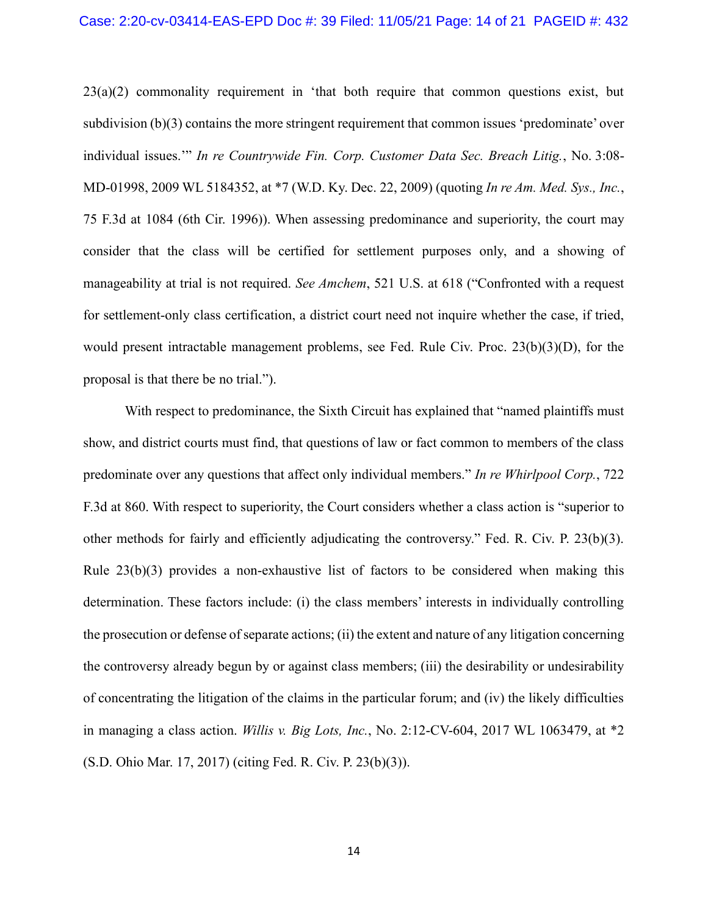23(a)(2) commonality requirement in 'that both require that common questions exist, but subdivision (b)(3) contains the more stringent requirement that common issues 'predominate' over individual issues.'" *In re Countrywide Fin. Corp. Customer Data Sec. Breach Litig.*, No. 3:08-MD-01998, 2009 WL 5184352, at *7 (W.D. Ky. Dec. 22, 2009) (quoting *In re Am. Med. Sys., Inc.*, 75 F.3d at 1084 (6th Cir. 1996)). When assessing predominance and superiority, the court may consider that the class will be certified for settlement purposes only, and a showing of manageability at trial is not required. *See Amchem*, 521 U.S. at 618 ("Confronted with a request for settlement-only class certification, a district court need not inquire whether the case, if tried, would present intractable management problems, see Fed. Rule Civ. Proc. 23(b)(3)(D), for the proposal is that there be no trial.").

With respect to predominance, the Sixth Circuit has explained that "named plaintiffs must show, and district courts must find, that questions of law or fact common to members of the class predominate over any questions that affect only individual members." *In re Whirlpool Corp.*, 722 F.3d at 860. With respect to superiority, the Court considers whether a class action is "superior to other methods for fairly and efficiently adjudicating the controversy." Fed. R. Civ. P. 23(b)(3). Rule 23(b)(3) provides a non-exhaustive list of factors to be considered when making this determination. These factors include: (i) the class members' interests in individually controlling the prosecution or defense of separate actions; (ii) the extent and nature of any litigation concerning the controversy already begun by or against class members; (iii) the desirability or undesirability of concentrating the litigation of the claims in the particular forum; and (iv) the likely difficulties in managing a class action. *Willis v. Big Lots, Inc.*, No. 2:12-CV-604, 2017 WL 1063479, at *2 (S.D. Ohio Mar. 17, 2017) (citing Fed. R. Civ. P. 23(b)(3)).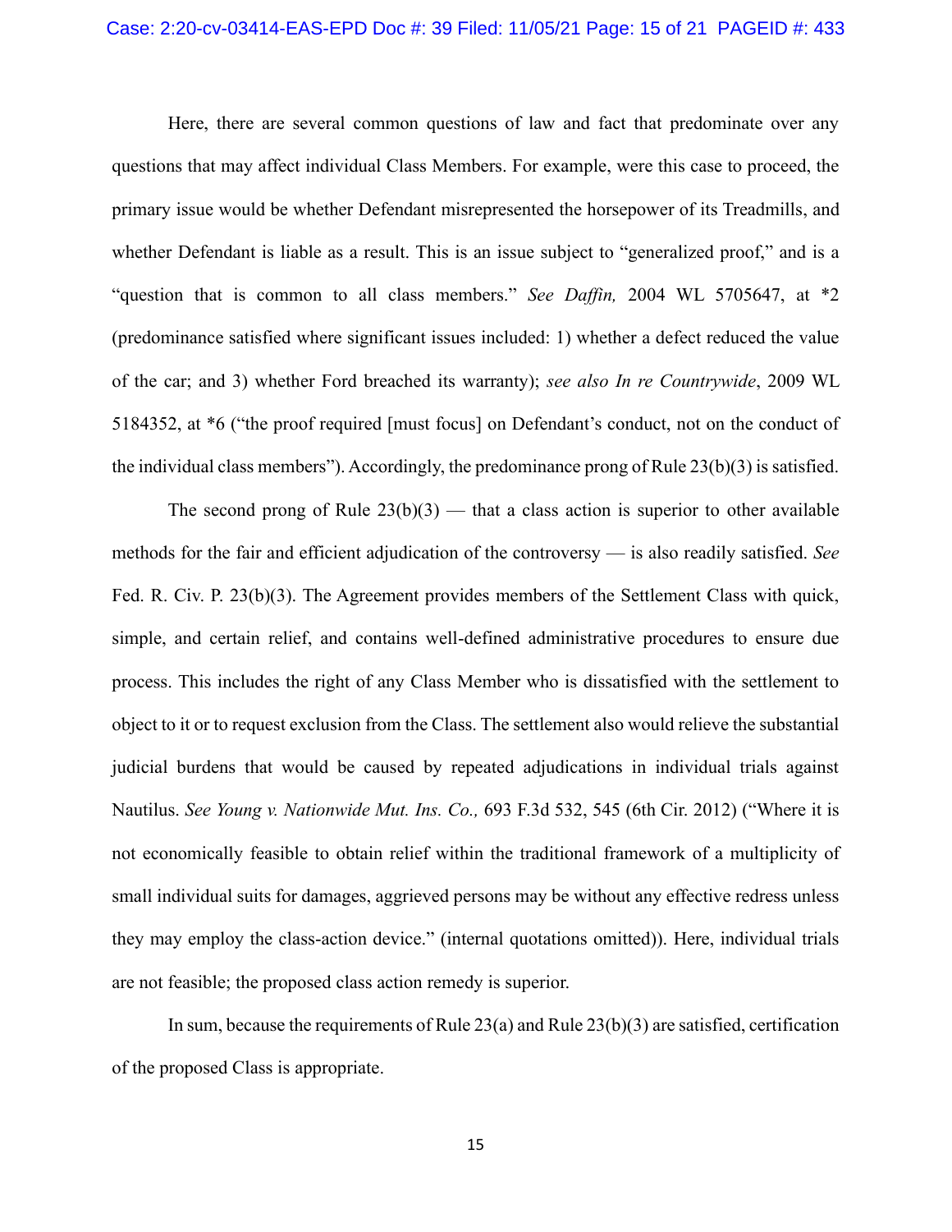Here, there are several common questions of law and fact that predominate over any questions that may affect individual Class Members. For example, were this case to proceed, the primary issue would be whether Defendant misrepresented the horsepower of its Treadmills, and whether Defendant is liable as a result. This is an issue subject to "generalized proof," and is a "question that is common to all class members." *See Daffin,* 2004 WL 5705647, at *2 (predominance satisfied where significant issues included: 1) whether a defect reduced the value of the car; and 3) whether Ford breached its warranty); *see also In re Countrywide*, 2009 WL 5184352, at *6 ("the proof required [must focus] on Defendant's conduct, not on the conduct of the individual class members"). Accordingly, the predominance prong of Rule 23(b)(3) is satisfied.

The second prong of Rule 23(b)(3) — that a class action is superior to other available methods for the fair and efficient adjudication of the controversy — is also readily satisfied. *See* Fed. R. Civ. P. 23(b)(3). The Agreement provides members of the Settlement Class with quick, simple, and certain relief, and contains well-defined administrative procedures to ensure due process. This includes the right of any Class Member who is dissatisfied with the settlement to object to it or to request exclusion from the Class. The settlement also would relieve the substantial judicial burdens that would be caused by repeated adjudications in individual trials against Nautilus. *See Young v. Nationwide Mut. Ins. Co.,* 693 F.3d 532, 545 (6th Cir. 2012) ("Where it is not economically feasible to obtain relief within the traditional framework of a multiplicity of small individual suits for damages, aggrieved persons may be without any effective redress unless they may employ the class-action device." (internal quotations omitted)). Here, individual trials are not feasible; the proposed class action remedy is superior.

In sum, because the requirements of Rule 23(a) and Rule 23(b)(3) are satisfied, certification of the proposed Class is appropriate.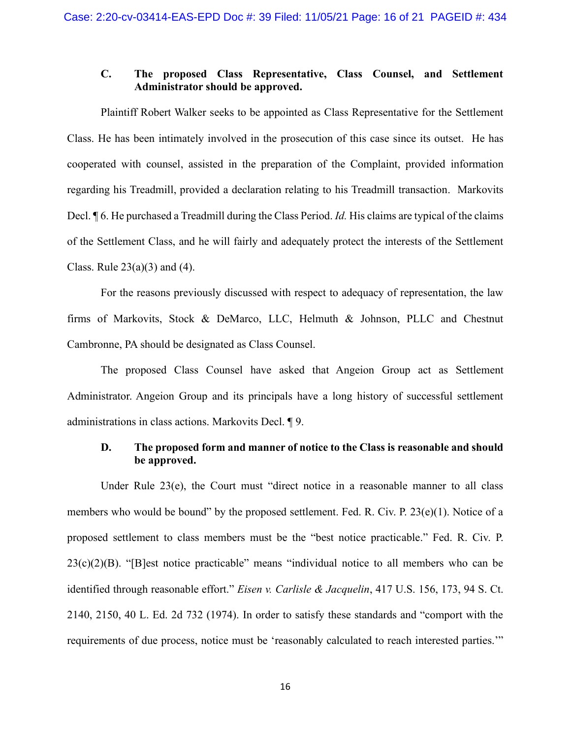### C. The proposed Class Representative, Class Counsel, and Settlement Administrator should be approved.

Plaintiff Robert Walker seeks to be appointed as Class Representative for the Settlement Class. He has been intimately involved in the prosecution of this case since its outset. He has cooperated with counsel, assisted in the preparation of the Complaint, provided information regarding his Treadmill, provided a declaration relating to his Treadmill transaction. Markovits Decl. ¶ 6. He purchased a Treadmill during the Class Period. *Id.* His claims are typical of the claims of the Settlement Class, and he will fairly and adequately protect the interests of the Settlement Class. Rule 23(a)(3) and (4).

For the reasons previously discussed with respect to adequacy of representation, the law firms of Markovits, Stock & DeMarco, LLC, Helmuth & Johnson, PLLC and Chestnut Cambronne, PA should be designated as Class Counsel.

The proposed Class Counsel have asked that Angeion Group act as Settlement Administrator. Angeion Group and its principals have a long history of successful settlement administrations in class actions. Markovits Decl. ¶ 9.

### D. The proposed form and manner of notice to the Class is reasonable and should be approved.

Under Rule 23(e), the Court must "direct notice in a reasonable manner to all class members who would be bound" by the proposed settlement. Fed. R. Civ. P. 23(e)(1). Notice of a proposed settlement to class members must be the "best notice practicable." Fed. R. Civ. P. 23(c)(2)(B). "[B]est notice practicable" means "individual notice to all members who can be identified through reasonable effort." *Eisen v. Carlisle & Jacquelin*, 417 U.S. 156, 173, 94 S. Ct. 2140, 2150, 40 L. Ed. 2d 732 (1974). In order to satisfy these standards and "comport with the requirements of due process, notice must be 'reasonably calculated to reach interested parties.'"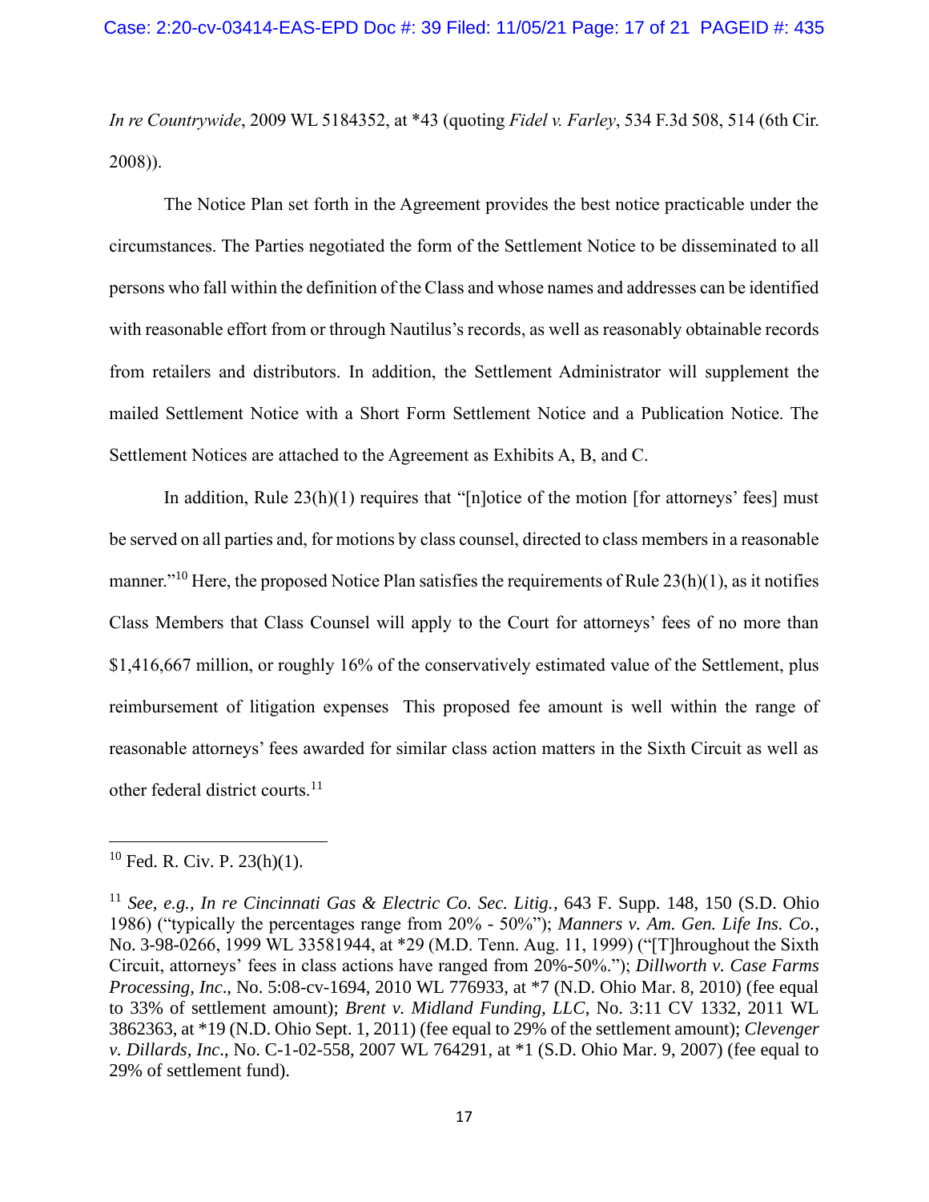*In re Countrywide*, 2009 WL 5184352, at *43 (quoting *Fidel v. Farley*, 534 F.3d 508, 514 (6th Cir. 2008)).

The Notice Plan set forth in the Agreement provides the best notice practicable under the circumstances. The Parties negotiated the form of the Settlement Notice to be disseminated to all persons who fall within the definition of the Class and whose names and addresses can be identified with reasonable effort from or through Nautilus's records, as well as reasonably obtainable records from retailers and distributors. In addition, the Settlement Administrator will supplement the mailed Settlement Notice with a Short Form Settlement Notice and a Publication Notice. The Settlement Notices are attached to the Agreement as Exhibits A, B, and C.

In addition, Rule 23(h)(1) requires that "[n]otice of the motion [for attorneys' fees] must be served on all parties and, for motions by class counsel, directed to class members in a reasonable manner."[10] Here, the proposed Notice Plan satisfies the requirements of Rule 23(h)(1), as it notifies Class Members that Class Counsel will apply to the Court for attorneys' fees of no more than $1,416,667 million, or roughly 16% of the conservatively estimated value of the Settlement, plus reimbursement of litigation expenses This proposed fee amount is well within the range of reasonable attorneys' fees awarded for similar class action matters in the Sixth Circuit as well as other federal district courts.[11]

---

[10] Fed. R. Civ. P. 23(h)(1).

[11] *See, e.g., In re Cincinnati Gas & Electric Co. Sec. Litig.*, 643 F. Supp. 148, 150 (S.D. Ohio 1986) ("typically the percentages range from 20% - 50%"); *Manners v. Am. Gen. Life Ins. Co.*, No. 3-98-0266, 1999 WL 33581944, at *29 (M.D. Tenn. Aug. 11, 1999) ("[T]hroughout the Sixth Circuit, attorneys' fees in class actions have ranged from 20%-50%."); *Dillworth v. Case Farms Processing, Inc*., No. 5:08-cv-1694, 2010 WL 776933, at *7 (N.D. Ohio Mar. 8, 2010) (fee equal to 33% of settlement amount); *Brent v. Midland Funding, LLC*, No. 3:11 CV 1332, 2011 WL 3862363, at *19 (N.D. Ohio Sept. 1, 2011) (fee equal to 29% of the settlement amount); *Clevenger v. Dillards, Inc*., No. C-1-02-558, 2007 WL 764291, at *1 (S.D. Ohio Mar. 9, 2007) (fee equal to 29% of settlement fund).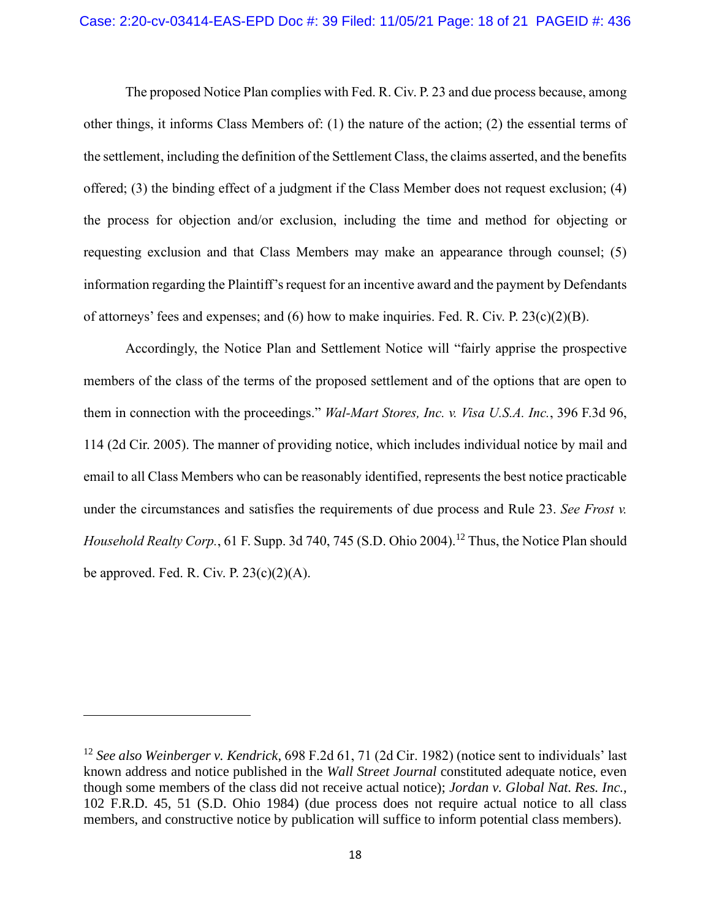The proposed Notice Plan complies with Fed. R. Civ. P. 23 and due process because, among other things, it informs Class Members of: (1) the nature of the action; (2) the essential terms of the settlement, including the definition of the Settlement Class, the claims asserted, and the benefits offered; (3) the binding effect of a judgment if the Class Member does not request exclusion; (4) the process for objection and/or exclusion, including the time and method for objecting or requesting exclusion and that Class Members may make an appearance through counsel; (5) information regarding the Plaintiff's request for an incentive award and the payment by Defendants of attorneys' fees and expenses; and (6) how to make inquiries. Fed. R. Civ. P. 23(c)(2)(B).

Accordingly, the Notice Plan and Settlement Notice will "fairly apprise the prospective members of the class of the terms of the proposed settlement and of the options that are open to them in connection with the proceedings." *Wal-Mart Stores, Inc. v. Visa U.S.A. Inc.*, 396 F.3d 96, 114 (2d Cir. 2005). The manner of providing notice, which includes individual notice by mail and email to all Class Members who can be reasonably identified, represents the best notice practicable under the circumstances and satisfies the requirements of due process and Rule 23. *See Frost v. Household Realty Corp.*, 61 F. Supp. 3d 740, 745 (S.D. Ohio 2004).[12] Thus, the Notice Plan should be approved. Fed. R. Civ. P. 23(c)(2)(A).

---

[12] *See also Weinberger v. Kendrick*, 698 F.2d 61, 71 (2d Cir. 1982) (notice sent to individuals' last known address and notice published in the *Wall Street Journal* constituted adequate notice, even though some members of the class did not receive actual notice); *Jordan v. Global Nat. Res. Inc.*, 102 F.R.D. 45, 51 (S.D. Ohio 1984) (due process does not require actual notice to all class members, and constructive notice by publication will suffice to inform potential class members).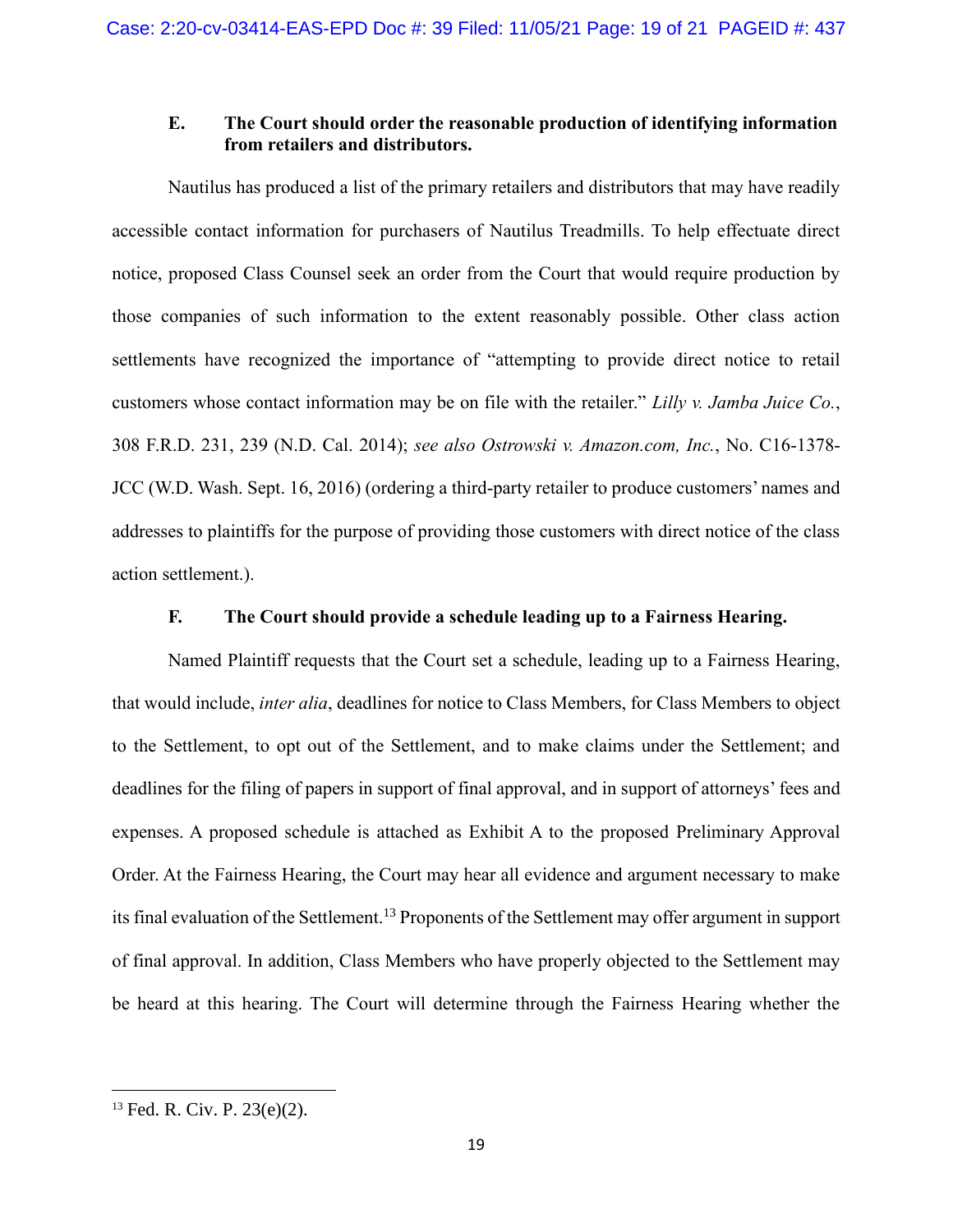### E. The Court should order the reasonable production of identifying information from retailers and distributors.

Nautilus has produced a list of the primary retailers and distributors that may have readily accessible contact information for purchasers of Nautilus Treadmills. To help effectuate direct notice, proposed Class Counsel seek an order from the Court that would require production by those companies of such information to the extent reasonably possible. Other class action settlements have recognized the importance of "attempting to provide direct notice to retail customers whose contact information may be on file with the retailer." *Lilly v. Jamba Juice Co.*, 308 F.R.D. 231, 239 (N.D. Cal. 2014); *see also Ostrowski v. Amazon.com, Inc.*, No. C16-1378-JCC (W.D. Wash. Sept. 16, 2016) (ordering a third-party retailer to produce customers' names and addresses to plaintiffs for the purpose of providing those customers with direct notice of the class action settlement.).

### F. The Court should provide a schedule leading up to a Fairness Hearing.

Named Plaintiff requests that the Court set a schedule, leading up to a Fairness Hearing, that would include, *inter alia*, deadlines for notice to Class Members, for Class Members to object to the Settlement, to opt out of the Settlement, and to make claims under the Settlement; and deadlines for the filing of papers in support of final approval, and in support of attorneys' fees and expenses. A proposed schedule is attached as Exhibit A to the proposed Preliminary Approval Order. At the Fairness Hearing, the Court may hear all evidence and argument necessary to make its final evaluation of the Settlement.[13] Proponents of the Settlement may offer argument in support of final approval. In addition, Class Members who have properly objected to the Settlement may be heard at this hearing. The Court will determine through the Fairness Hearing whether the

---

[13] Fed. R. Civ. P. 23(e)(2).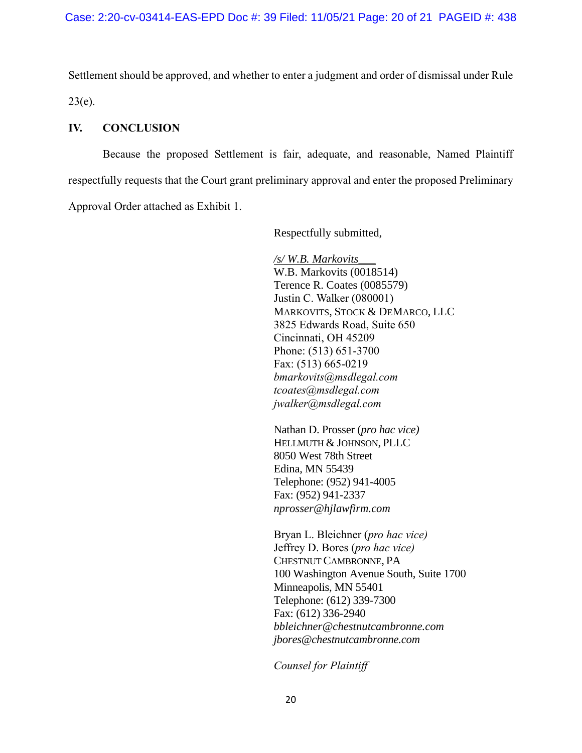Settlement should be approved, and whether to enter a judgment and order of dismissal under Rule 23(e).

## IV. CONCLUSION

Because the proposed Settlement is fair, adequate, and reasonable, Named Plaintiff respectfully requests that the Court grant preliminary approval and enter the proposed Preliminary Approval Order attached as Exhibit 1.

Respectfully submitted,

*/s/ W.B. Markovits*
W.B. Markovits (0018514)
Terence R. Coates (0085579)
Justin C. Walker (080001)
MARKOVITS, STOCK & DEMARCO, LLC
3825 Edwards Road, Suite 650
Cincinnati, OH 45209
Phone: (513) 651-3700
Fax: (513) 665-0219
*bmarkovits@msdlegal.com*
*tcoates@msdlegal.com*
*jwalker@msdlegal.com*

Nathan D. Prosser (*pro hac vice)*
HELLMUTH & JOHNSON, PLLC
8050 West 78th Street
Edina, MN 55439
Telephone: (952) 941-4005
Fax: (952) 941-2337
*nprosser@hjlawfirm.com*

Bryan L. Bleichner (*pro hac vice)*
Jeffrey D. Bores (*pro hac vice)*
CHESTNUT CAMBRONNE, PA
100 Washington Avenue South, Suite 1700
Minneapolis, MN 55401
Telephone: (612) 339-7300
Fax: (612) 336-2940
*bbleichner@chestnutcambronne.com*
*jbores@chestnutcambronne.com*

*Counsel for Plaintiff*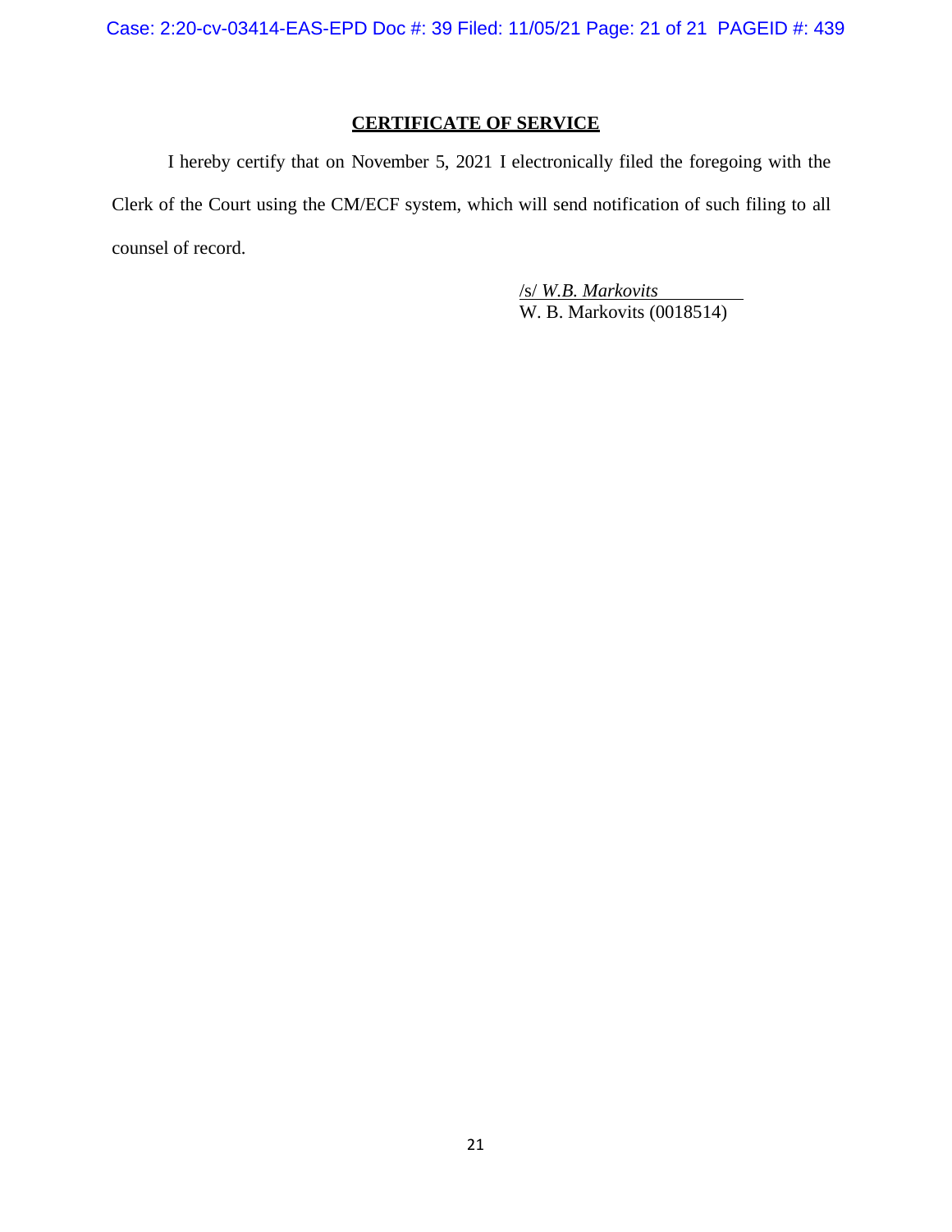## CERTIFICATE OF SERVICE

I hereby certify that on November 5, 2021 I electronically filed the foregoing with the Clerk of the Court using the CM/ECF system, which will send notification of such filing to all counsel of record.

/s/ *W.B. Markovits*
W. B. Markovits (0018514)